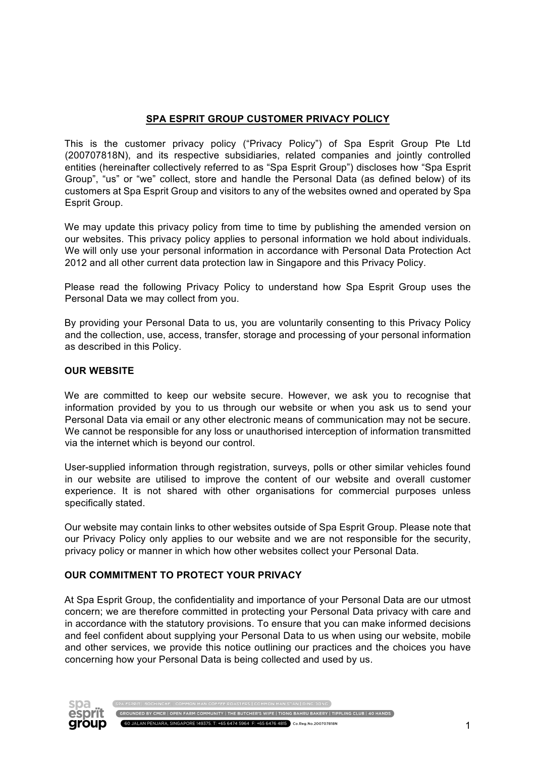## SPA ESPRIT GROUP CUSTOMER PRIVACY POLICY

This is the customer privacy policy ("Privacy Policy") of Spa Esprit Group Pte Ltd (200707818N), and its respective subsidiaries, related companies and jointly controlled entities (hereinafter collectively referred to as "Spa Esprit Group") discloses how "Spa Esprit Group", "us" or "we" collect, store and handle the Personal Data (as defined below) of its customers at Spa Esprit Group and visitors to any of the websites owned and operated by Spa Esprit Group.

We may update this privacy policy from time to time by publishing the amended version on our websites. This privacy policy applies to personal information we hold about individuals. We will only use your personal information in accordance with Personal Data Protection Act 2012 and all other current data protection law in Singapore and this Privacy Policy.

Please read the following Privacy Policy to understand how Spa Esprit Group uses the Personal Data we may collect from you.

By providing your Personal Data to us, you are voluntarily consenting to this Privacy Policy and the collection, use, access, transfer, storage and processing of your personal information as described in this Policy.

### OUR WEBSITE

We are committed to keep our website secure. However, we ask you to recognise that information provided by you to us through our website or when you ask us to send your Personal Data via email or any other electronic means of communication may not be secure. We cannot be responsible for any loss or unauthorised interception of information transmitted via the internet which is beyond our control.

User-supplied information through registration, surveys, polls or other similar vehicles found in our website are utilised to improve the content of our website and overall customer experience. It is not shared with other organisations for commercial purposes unless specifically stated.

Our website may contain links to other websites outside of Spa Esprit Group. Please note that our Privacy Policy only applies to our website and we are not responsible for the security, privacy policy or manner in which how other websites collect your Personal Data.

### OUR COMMITMENT TO PROTECT YOUR PRIVACY

At Spa Esprit Group, the confidentiality and importance of your Personal Data are our utmost concern; we are therefore committed in protecting your Personal Data privacy with care and in accordance with the statutory provisions. To ensure that you can make informed decisions and feel confident about supplying your Personal Data to us when using our website, mobile and other services, we provide this notice outlining our practices and the choices you have concerning how your Personal Data is being collected and used by us.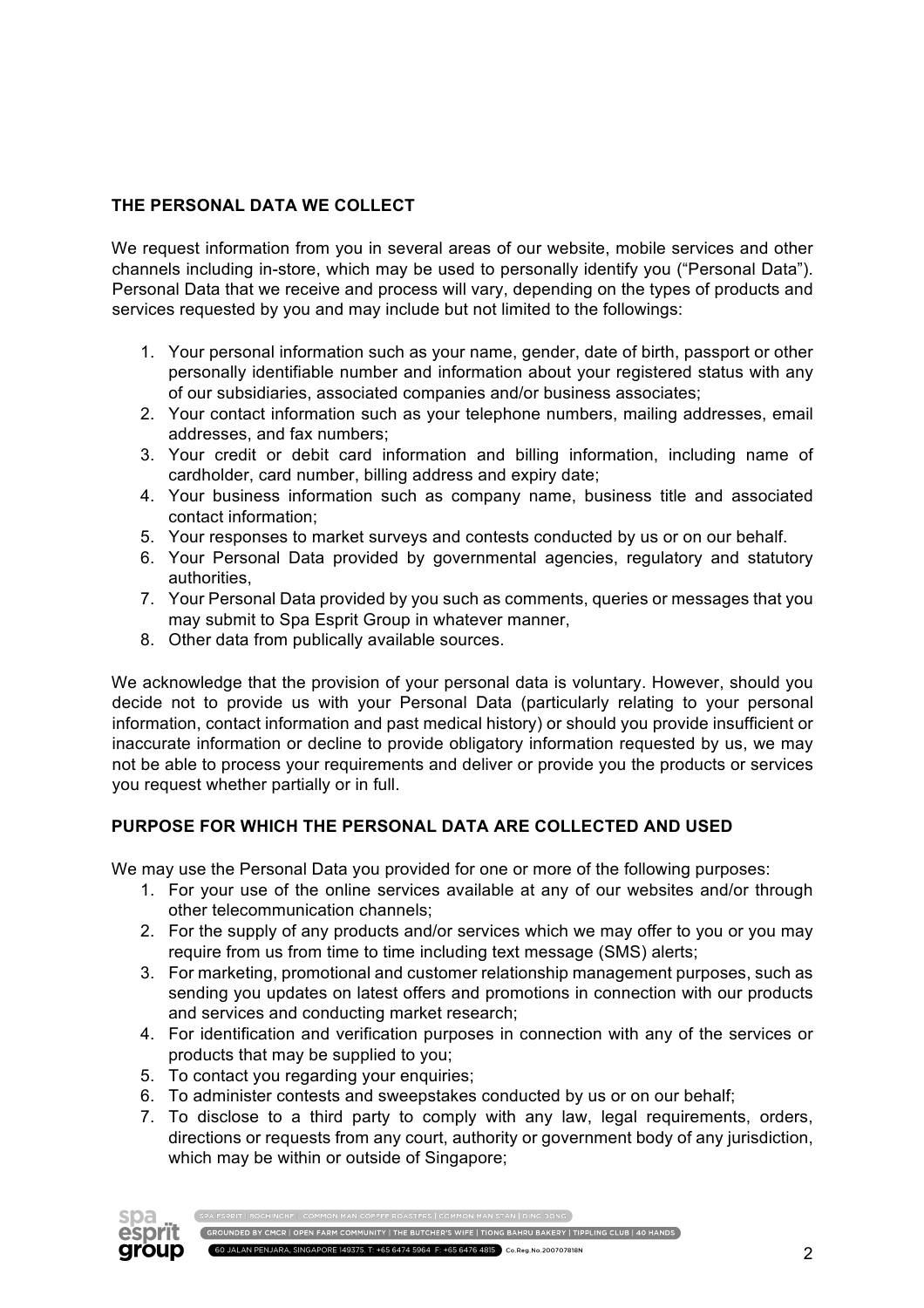**THE PERSONAL DATA WE COLLECT**

We request information from you in several areas of our website, mobile services and other channels including in-store, which may be used to personally identify you ("Personal Data"). Personal Data that we receive and process will vary, depending on the types of products and services requested by you and may include but not limited to the followings:

1. Your personal information such as your name, gender, date of birth, passport or other personally identifiable number and information about your registered status with any of our subsidiaries, associated companies and/or business associates;
2. Your contact information such as your telephone numbers, mailing addresses, email addresses, and fax numbers;
3. Your credit or debit card information and billing information, including name of cardholder, card number, billing address and expiry date;
4. Your business information such as company name, business title and associated contact information;
5. Your responses to market surveys and contests conducted by us or on our behalf.
6. Your Personal Data provided by governmental agencies, regulatory and statutory authorities,
7. Your Personal Data provided by you such as comments, queries or messages that you may submit to Spa Esprit Group in whatever manner,
8. Other data from publically available sources.

We acknowledge that the provision of your personal data is voluntary. However, should you decide not to provide us with your Personal Data (particularly relating to your personal information, contact information and past medical history) or should you provide insufficient or inaccurate information or decline to provide obligatory information requested by us, we may not be able to process your requirements and deliver or provide you the products or services you request whether partially or in full.

**PURPOSE FOR WHICH THE PERSONAL DATA ARE COLLECTED AND USED**

We may use the Personal Data you provided for one or more of the following purposes:

1. For your use of the online services available at any of our websites and/or through other telecommunication channels;
2. For the supply of any products and/or services which we may offer to you or you may require from us from time to time including text message (SMS) alerts;
3. For marketing, promotional and customer relationship management purposes, such as sending you updates on latest offers and promotions in connection with our products and services and conducting market research;
4. For identification and verification purposes in connection with any of the services or products that may be supplied to you;
5. To contact you regarding your enquiries;
6. To administer contests and sweepstakes conducted by us or on our behalf;
7. To disclose to a third party to comply with any law, legal requirements, orders, directions or requests from any court, authority or government body of any jurisdiction, which may be within or outside of Singapore;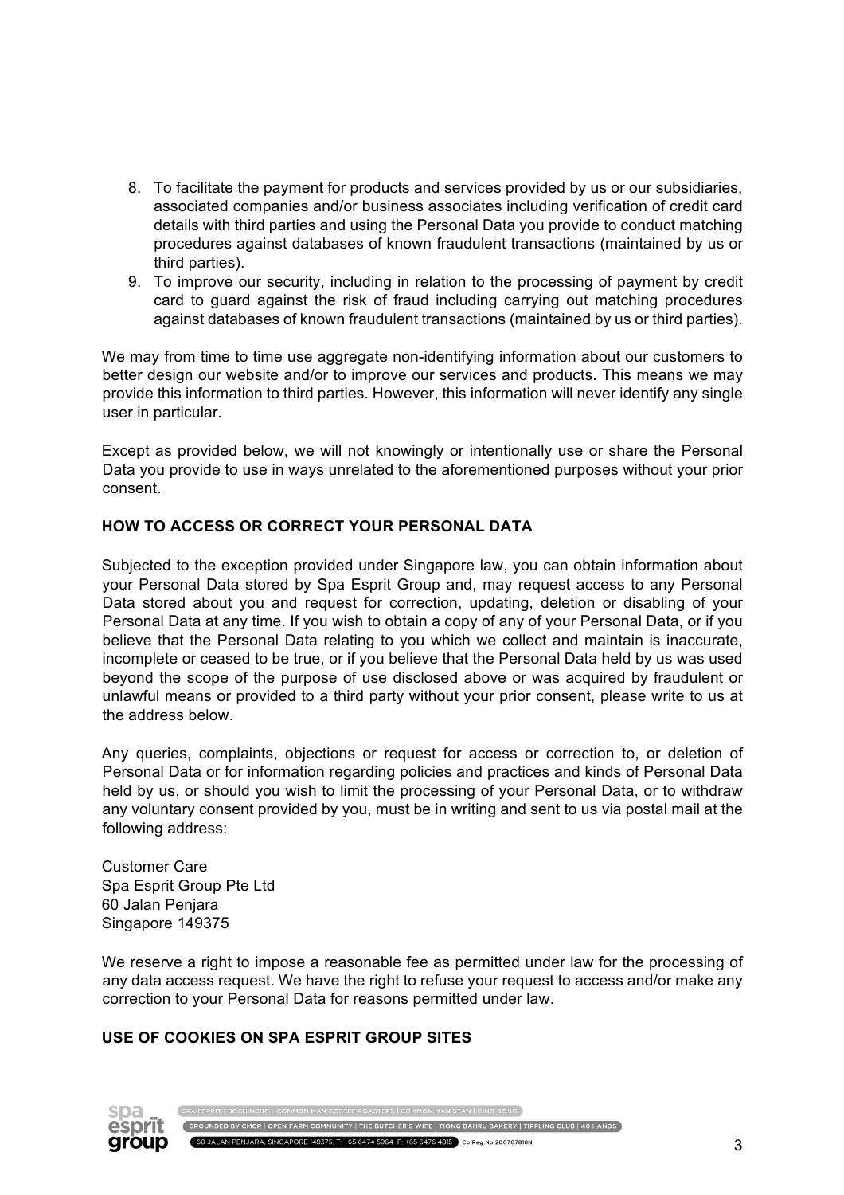8. To facilitate the payment for products and services provided by us or our subsidiaries, associated companies and/or business associates including verification of credit card details with third parties and using the Personal Data you provide to conduct matching procedures against databases of known fraudulent transactions (maintained by us or third parties).
9. To improve our security, including in relation to the processing of payment by credit card to guard against the risk of fraud including carrying out matching procedures against databases of known fraudulent transactions (maintained by us or third parties).

We may from time to time use aggregate non-identifying information about our customers to better design our website and/or to improve our services and products. This means we may provide this information to third parties. However, this information will never identify any single user in particular.

Except as provided below, we will not knowingly or intentionally use or share the Personal Data you provide to use in ways unrelated to the aforementioned purposes without your prior consent.

**HOW TO ACCESS OR CORRECT YOUR PERSONAL DATA**

Subjected to the exception provided under Singapore law, you can obtain information about your Personal Data stored by Spa Esprit Group and, may request access to any Personal Data stored about you and request for correction, updating, deletion or disabling of your Personal Data at any time. If you wish to obtain a copy of any of your Personal Data, or if you believe that the Personal Data relating to you which we collect and maintain is inaccurate, incomplete or ceased to be true, or if you believe that the Personal Data held by us was used beyond the scope of the purpose of use disclosed above or was acquired by fraudulent or unlawful means or provided to a third party without your prior consent, please write to us at the address below.

Any queries, complaints, objections or request for access or correction to, or deletion of Personal Data or for information regarding policies and practices and kinds of Personal Data held by us, or should you wish to limit the processing of your Personal Data, or to withdraw any voluntary consent provided by you, must be in writing and sent to us via postal mail at the following address:

Customer Care
Spa Esprit Group Pte Ltd
60 Jalan Penjara
Singapore 149375

We reserve a right to impose a reasonable fee as permitted under law for the processing of any data access request. We have the right to refuse your request to access and/or make any correction to your Personal Data for reasons permitted under law.

**USE OF COOKIES ON SPA ESPRIT GROUP SITES**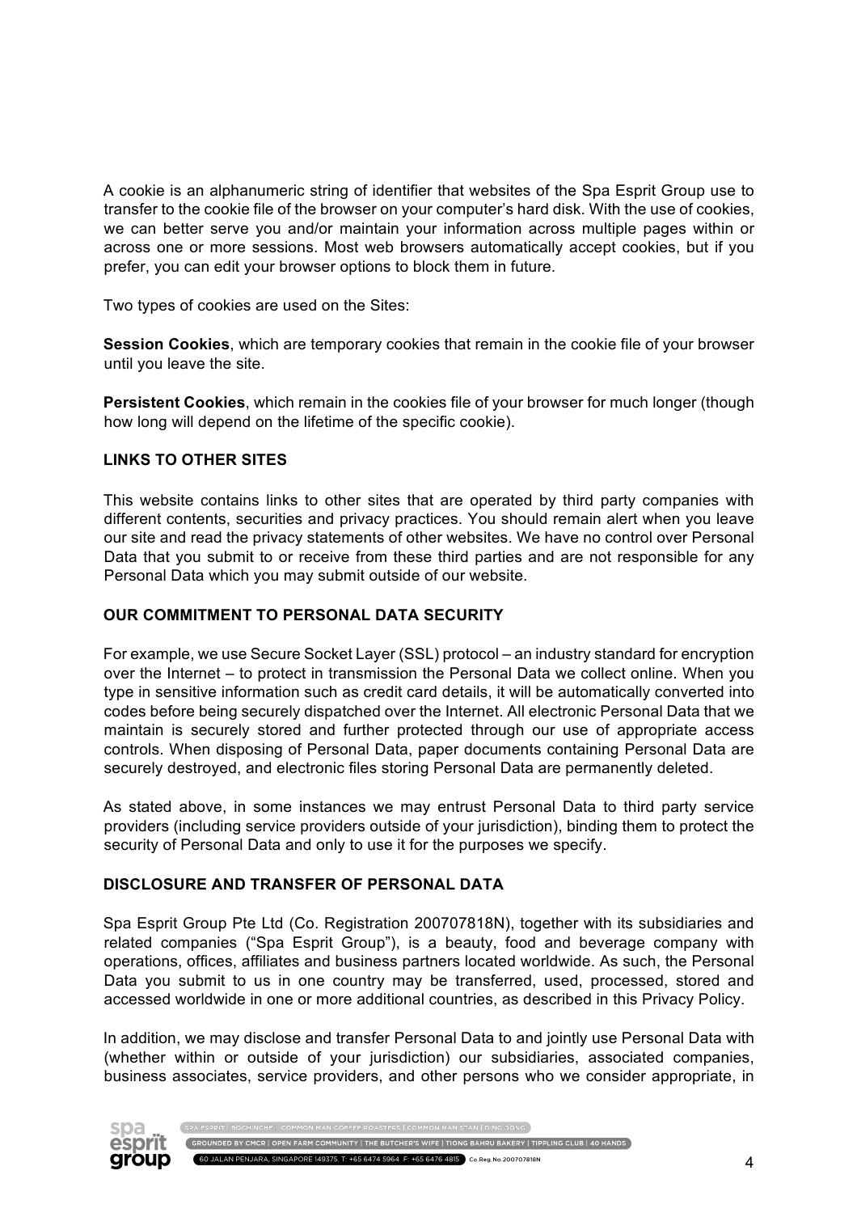A cookie is an alphanumeric string of identifier that websites of the Spa Esprit Group use to transfer to the cookie file of the browser on your computer's hard disk. With the use of cookies, we can better serve you and/or maintain your information across multiple pages within or across one or more sessions. Most web browsers automatically accept cookies, but if you prefer, you can edit your browser options to block them in future.

Two types of cookies are used on the Sites:

**Session Cookies**, which are temporary cookies that remain in the cookie file of your browser until you leave the site.

**Persistent Cookies**, which remain in the cookies file of your browser for much longer (though how long will depend on the lifetime of the specific cookie).

## LINKS TO OTHER SITES

This website contains links to other sites that are operated by third party companies with different contents, securities and privacy practices. You should remain alert when you leave our site and read the privacy statements of other websites. We have no control over Personal Data that you submit to or receive from these third parties and are not responsible for any Personal Data which you may submit outside of our website.

## OUR COMMITMENT TO PERSONAL DATA SECURITY

For example, we use Secure Socket Layer (SSL) protocol – an industry standard for encryption over the Internet – to protect in transmission the Personal Data we collect online. When you type in sensitive information such as credit card details, it will be automatically converted into codes before being securely dispatched over the Internet. All electronic Personal Data that we maintain is securely stored and further protected through our use of appropriate access controls. When disposing of Personal Data, paper documents containing Personal Data are securely destroyed, and electronic files storing Personal Data are permanently deleted.

As stated above, in some instances we may entrust Personal Data to third party service providers (including service providers outside of your jurisdiction), binding them to protect the security of Personal Data and only to use it for the purposes we specify.

## DISCLOSURE AND TRANSFER OF PERSONAL DATA

Spa Esprit Group Pte Ltd (Co. Registration 200707818N), together with its subsidiaries and related companies ("Spa Esprit Group"), is a beauty, food and beverage company with operations, offices, affiliates and business partners located worldwide. As such, the Personal Data you submit to us in one country may be transferred, used, processed, stored and accessed worldwide in one or more additional countries, as described in this Privacy Policy.

In addition, we may disclose and transfer Personal Data to and jointly use Personal Data with (whether within or outside of your jurisdiction) our subsidiaries, associated companies, business associates, service providers, and other persons who we consider appropriate, in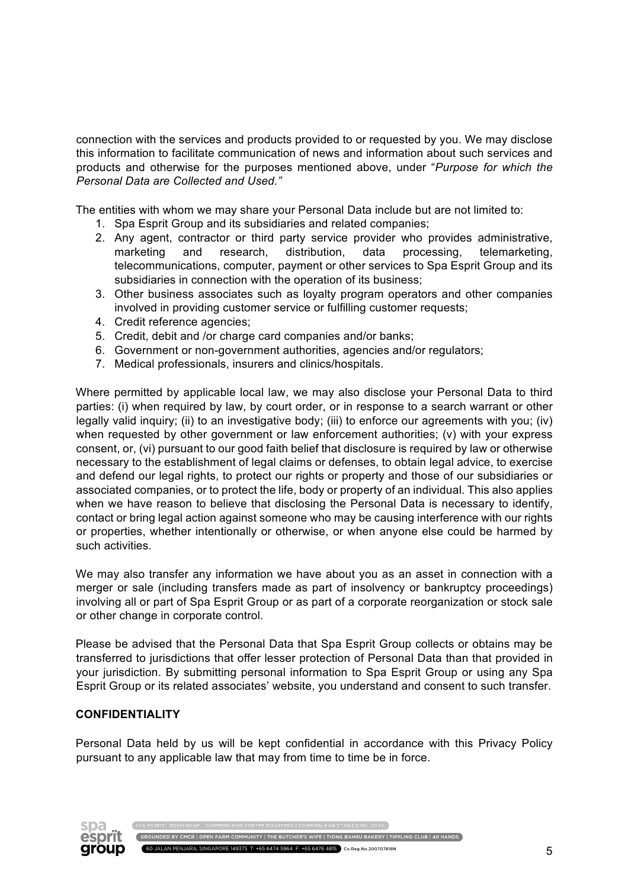connection with the services and products provided to or requested by you. We may disclose this information to facilitate communication of news and information about such services and products and otherwise for the purposes mentioned above, under "*Purpose for which the Personal Data are Collected and Used.*"

The entities with whom we may share your Personal Data include but are not limited to:

1. Spa Esprit Group and its subsidiaries and related companies;
2. Any agent, contractor or third party service provider who provides administrative, marketing and research, distribution, data processing, telemarketing, telecommunications, computer, payment or other services to Spa Esprit Group and its subsidiaries in connection with the operation of its business;
3. Other business associates such as loyalty program operators and other companies involved in providing customer service or fulfilling customer requests;
4. Credit reference agencies;
5. Credit, debit and /or charge card companies and/or banks;
6. Government or non-government authorities, agencies and/or regulators;
7. Medical professionals, insurers and clinics/hospitals.

Where permitted by applicable local law, we may also disclose your Personal Data to third parties: (i) when required by law, by court order, or in response to a search warrant or other legally valid inquiry; (ii) to an investigative body; (iii) to enforce our agreements with you; (iv) when requested by other government or law enforcement authorities; (v) with your express consent, or, (vi) pursuant to our good faith belief that disclosure is required by law or otherwise necessary to the establishment of legal claims or defenses, to obtain legal advice, to exercise and defend our legal rights, to protect our rights or property and those of our subsidiaries or associated companies, or to protect the life, body or property of an individual. This also applies when we have reason to believe that disclosing the Personal Data is necessary to identify, contact or bring legal action against someone who may be causing interference with our rights or properties, whether intentionally or otherwise, or when anyone else could be harmed by such activities.

We may also transfer any information we have about you as an asset in connection with a merger or sale (including transfers made as part of insolvency or bankruptcy proceedings) involving all or part of Spa Esprit Group or as part of a corporate reorganization or stock sale or other change in corporate control.

Please be advised that the Personal Data that Spa Esprit Group collects or obtains may be transferred to jurisdictions that offer lesser protection of Personal Data than that provided in your jurisdiction. By submitting personal information to Spa Esprit Group or using any Spa Esprit Group or its related associates' website, you understand and consent to such transfer.

**CONFIDENTIALITY**

Personal Data held by us will be kept confidential in accordance with this Privacy Policy pursuant to any applicable law that may from time to time be in force.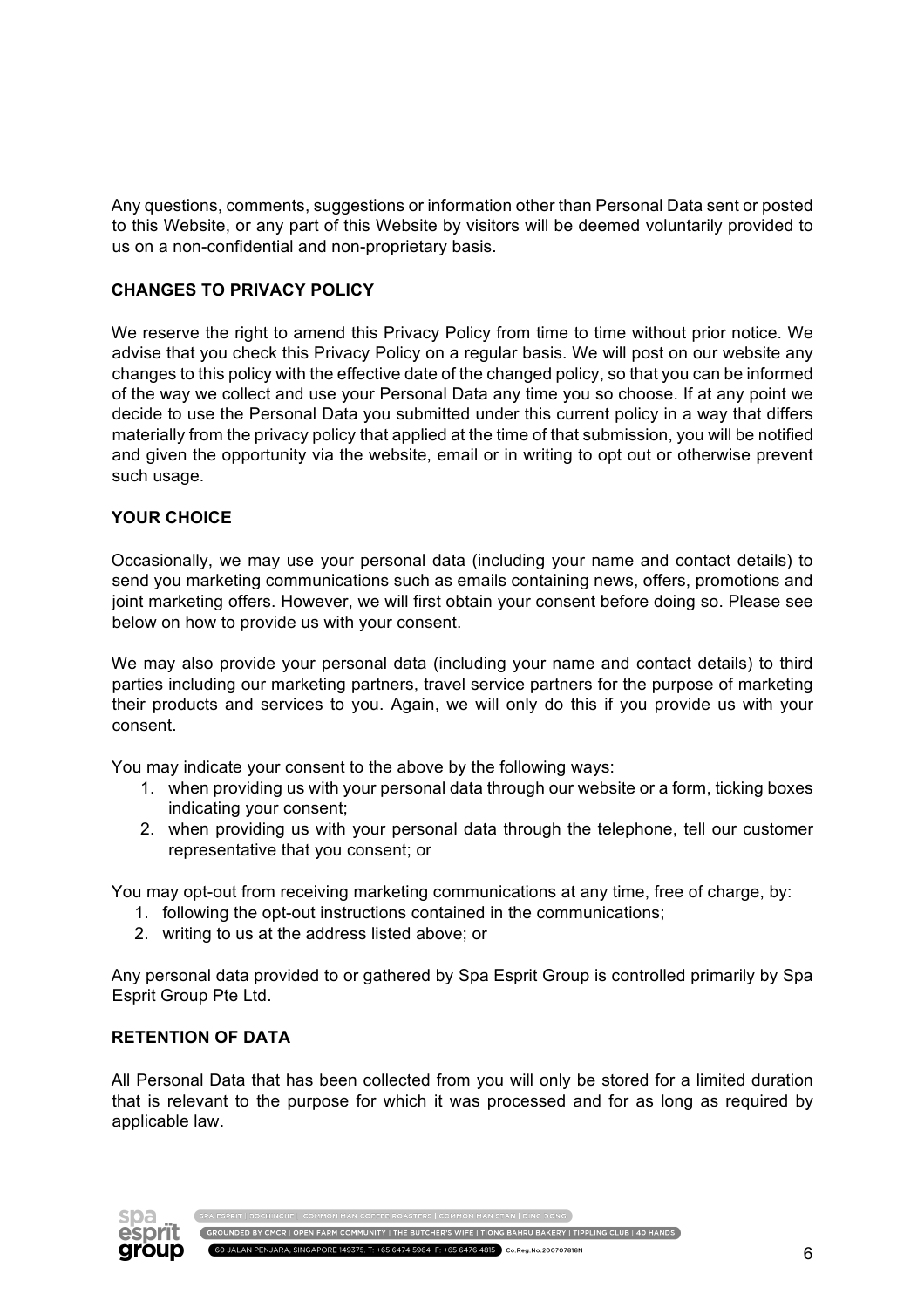Any questions, comments, suggestions or information other than Personal Data sent or posted to this Website, or any part of this Website by visitors will be deemed voluntarily provided to us on a non-confidential and non-proprietary basis.

**CHANGES TO PRIVACY POLICY**

We reserve the right to amend this Privacy Policy from time to time without prior notice. We advise that you check this Privacy Policy on a regular basis. We will post on our website any changes to this policy with the effective date of the changed policy, so that you can be informed of the way we collect and use your Personal Data any time you so choose. If at any point we decide to use the Personal Data you submitted under this current policy in a way that differs materially from the privacy policy that applied at the time of that submission, you will be notified and given the opportunity via the website, email or in writing to opt out or otherwise prevent such usage.

**YOUR CHOICE**

Occasionally, we may use your personal data (including your name and contact details) to send you marketing communications such as emails containing news, offers, promotions and joint marketing offers. However, we will first obtain your consent before doing so. Please see below on how to provide us with your consent.

We may also provide your personal data (including your name and contact details) to third parties including our marketing partners, travel service partners for the purpose of marketing their products and services to you. Again, we will only do this if you provide us with your consent.

You may indicate your consent to the above by the following ways:

1. when providing us with your personal data through our website or a form, ticking boxes indicating your consent;
2. when providing us with your personal data through the telephone, tell our customer representative that you consent; or

You may opt-out from receiving marketing communications at any time, free of charge, by:

1. following the opt-out instructions contained in the communications;
2. writing to us at the address listed above; or

Any personal data provided to or gathered by Spa Esprit Group is controlled primarily by Spa Esprit Group Pte Ltd.

**RETENTION OF DATA**

All Personal Data that has been collected from you will only be stored for a limited duration that is relevant to the purpose for which it was processed and for as long as required by applicable law.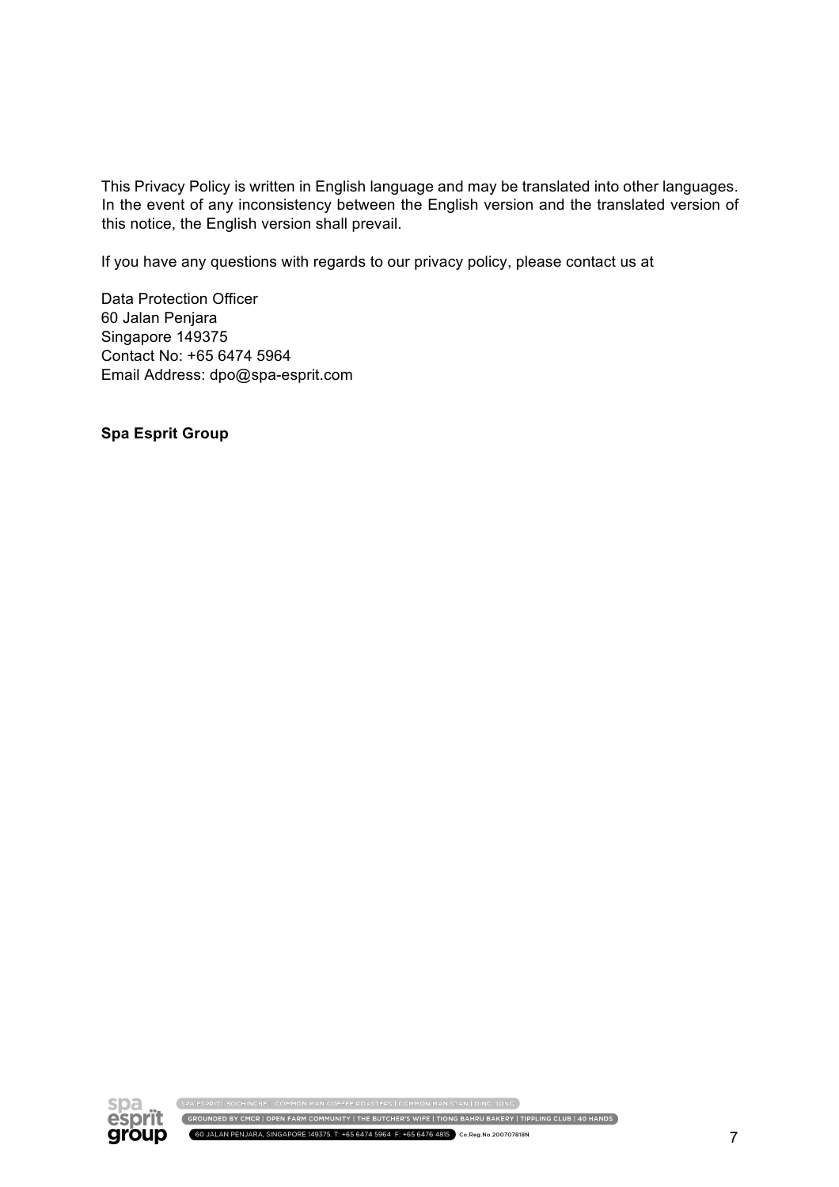This Privacy Policy is written in English language and may be translated into other languages. In the event of any inconsistency between the English version and the translated version of this notice, the English version shall prevail.

If you have any questions with regards to our privacy policy, please contact us at

Data Protection Officer
60 Jalan Penjara
Singapore 149375
Contact No: +65 6474 5964
Email Address: dpo@spa-esprit.com

**Spa Esprit Group**